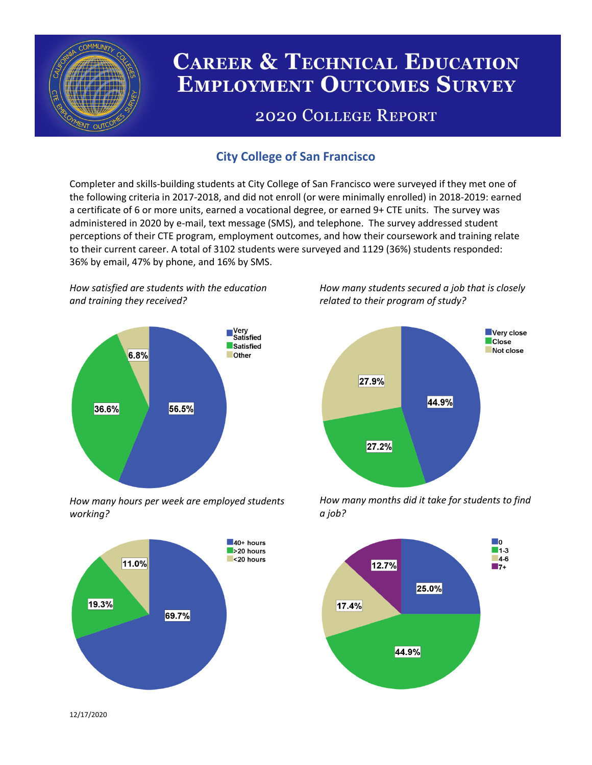# Career & Technical Education Employment Outcomes Survey

## 2020 College Report

### City College of San Francisco

Completer and skills-building students at City College of San Francisco were surveyed if they met one of the following criteria in 2017-2018, and did not enroll (or were minimally enrolled) in 2018-2019: earned a certificate of 6 or more units, earned a vocational degree, or earned 9+ CTE units. The survey was administered in 2020 by e-mail, text message (SMS), and telephone. The survey addressed student perceptions of their CTE program, employment outcomes, and how their coursework and training relate to their current career. A total of 3102 students were surveyed and 1129 (36%) students responded: 36% by email, 47% by phone, and 16% by SMS.

*How satisfied are students with the education and training they received?*

| Response | Percent |
|---|---|
| Very Satisfied | 56.5% |
| Satisfied | 36.6% |
| Other | 6.8% |

*How many students secured a job that is closely related to their program of study?*

| Response | Percent |
|---|---|
| Very close | 44.9% |
| Close | 27.2% |
| Not close | 27.9% |

*How many hours per week are employed students working?*

| Response | Percent |
|---|---|
| 40+ hours | 69.7% |
| >20 hours | 19.3% |
| <20 hours | 11.0% |

*How many months did it take for students to find a job?*

| Response | Percent |
|---|---|
| 0 | 25.0% |
| 1-3 | 44.9% |
| 4-6 | 17.4% |
| 7+ | 12.7% |

12/17/2020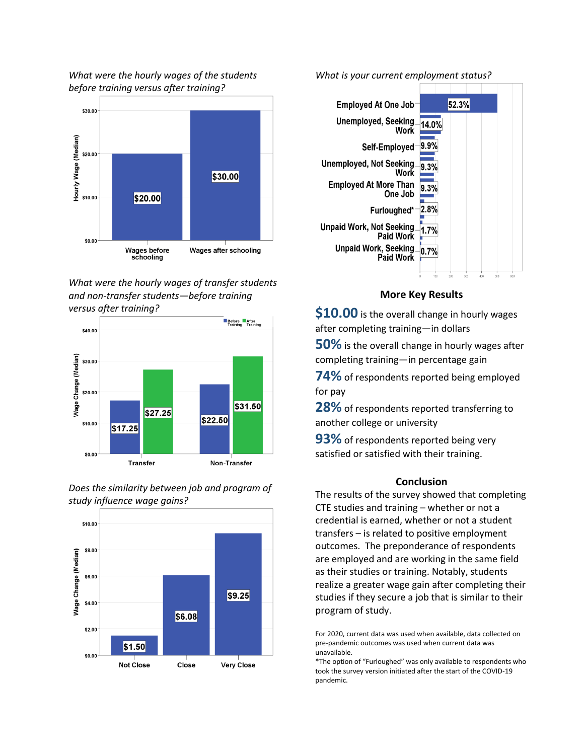*What were the hourly wages of the students before training versus after training?*

Hourly Wage (Median)

$30.00
$20.00
$10.00
$0.00

$20.00
$30.00

Wages before schooling
Wages after schooling

*What were the hourly wages of transfer students and non-transfer students—before training versus after training?*

Before Training
After Training

Wage Change (Median)

$40.00
$30.00
$20.00
$10.00
$0.00

$17.25
$27.25
$22.50
$31.50

Transfer
Non-Transfer

*Does the similarity between job and program of study influence wage gains?*

Wage Change (Median)

$10.00
$8.00
$6.00
$4.00
$2.00
$0.00

$1.50
$6.08
$9.25

Not Close
Close
Very Close

*What is your current employment status?*

Employed At One Job 52.3%
Unemployed, Seeking Work 14.0%
Self-Employed 9.9%
Unemployed, Not Seeking Work 9.3%
Employed At More Than One Job 9.3%
Furloughed* 2.8%
Unpaid Work, Not Seeking Paid Work 1.7%
Unpaid Work, Seeking Paid Work 0.7%

0 100 200 300 400 500 600

### More Key Results

**$10.00** is the overall change in hourly wages after completing training—in dollars

**50%** is the overall change in hourly wages after completing training—in percentage gain

**74%** of respondents reported being employed for pay

**28%** of respondents reported transferring to another college or university

**93%** of respondents reported being very satisfied or satisfied with their training.

### Conclusion

The results of the survey showed that completing CTE studies and training – whether or not a credential is earned, whether or not a student transfers – is related to positive employment outcomes. The preponderance of respondents are employed and are working in the same field as their studies or training. Notably, students realize a greater wage gain after completing their studies if they secure a job that is similar to their program of study.

For 2020, current data was used when available, data collected on pre-pandemic outcomes was used when current data was unavailable.

*The option of "Furloughed" was only available to respondents who took the survey version initiated after the start of the COVID-19 pandemic.